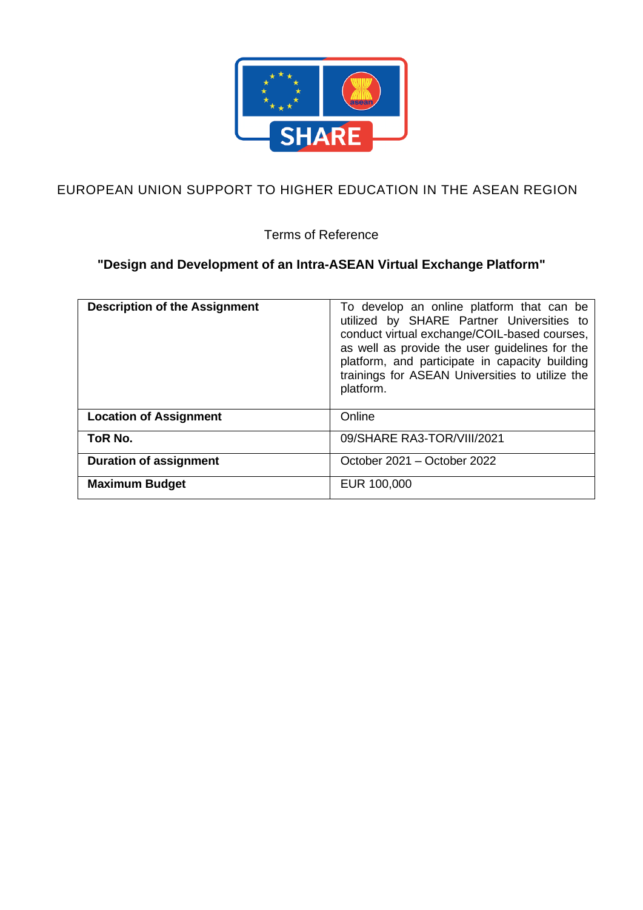EUROPEAN UNION SUPPORT TO HIGHER EDUCATION IN THE ASEAN REGION

Terms of Reference

**"Design and Development of an Intra-ASEAN Virtual Exchange Platform"**

| **Description of the Assignment** | To develop an online platform that can be utilized by SHARE Partner Universities to conduct virtual exchange/COIL-based courses, as well as provide the user guidelines for the platform, and participate in capacity building trainings for ASEAN Universities to utilize the platform. |
|---|---|
| **Location of Assignment** | Online |
| **ToR No.** | 09/SHARE RA3-TOR/VIII/2021 |
| **Duration of assignment** | October 2021 – October 2022 |
| **Maximum Budget** | EUR 100,000 |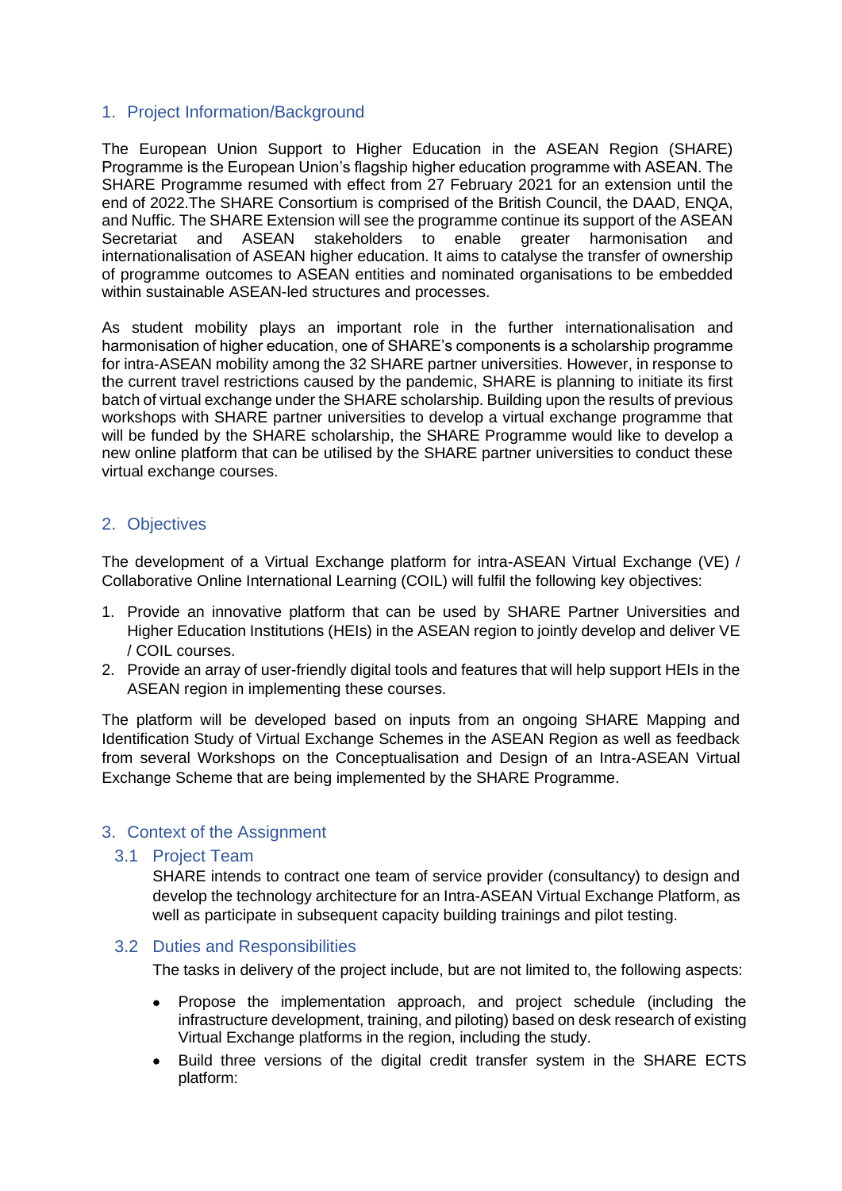## 1. Project Information/Background

The European Union Support to Higher Education in the ASEAN Region (SHARE) Programme is the European Union's flagship higher education programme with ASEAN. The SHARE Programme resumed with effect from 27 February 2021 for an extension until the end of 2022.The SHARE Consortium is comprised of the British Council, the DAAD, ENQA, and Nuffic. The SHARE Extension will see the programme continue its support of the ASEAN Secretariat and ASEAN stakeholders to enable greater harmonisation and internationalisation of ASEAN higher education. It aims to catalyse the transfer of ownership of programme outcomes to ASEAN entities and nominated organisations to be embedded within sustainable ASEAN-led structures and processes.

As student mobility plays an important role in the further internationalisation and harmonisation of higher education, one of SHARE's components is a scholarship programme for intra-ASEAN mobility among the 32 SHARE partner universities. However, in response to the current travel restrictions caused by the pandemic, SHARE is planning to initiate its first batch of virtual exchange under the SHARE scholarship. Building upon the results of previous workshops with SHARE partner universities to develop a virtual exchange programme that will be funded by the SHARE scholarship, the SHARE Programme would like to develop a new online platform that can be utilised by the SHARE partner universities to conduct these virtual exchange courses.

## 2. Objectives

The development of a Virtual Exchange platform for intra-ASEAN Virtual Exchange (VE) / Collaborative Online International Learning (COIL) will fulfil the following key objectives:

1. Provide an innovative platform that can be used by SHARE Partner Universities and Higher Education Institutions (HEIs) in the ASEAN region to jointly develop and deliver VE / COIL courses.
2. Provide an array of user-friendly digital tools and features that will help support HEIs in the ASEAN region in implementing these courses.

The platform will be developed based on inputs from an ongoing SHARE Mapping and Identification Study of Virtual Exchange Schemes in the ASEAN Region as well as feedback from several Workshops on the Conceptualisation and Design of an Intra-ASEAN Virtual Exchange Scheme that are being implemented by the SHARE Programme.

## 3. Context of the Assignment

### 3.1 Project Team

SHARE intends to contract one team of service provider (consultancy) to design and develop the technology architecture for an Intra-ASEAN Virtual Exchange Platform, as well as participate in subsequent capacity building trainings and pilot testing.

### 3.2 Duties and Responsibilities

The tasks in delivery of the project include, but are not limited to, the following aspects:

- Propose the implementation approach, and project schedule (including the infrastructure development, training, and piloting) based on desk research of existing Virtual Exchange platforms in the region, including the study.
- Build three versions of the digital credit transfer system in the SHARE ECTS platform: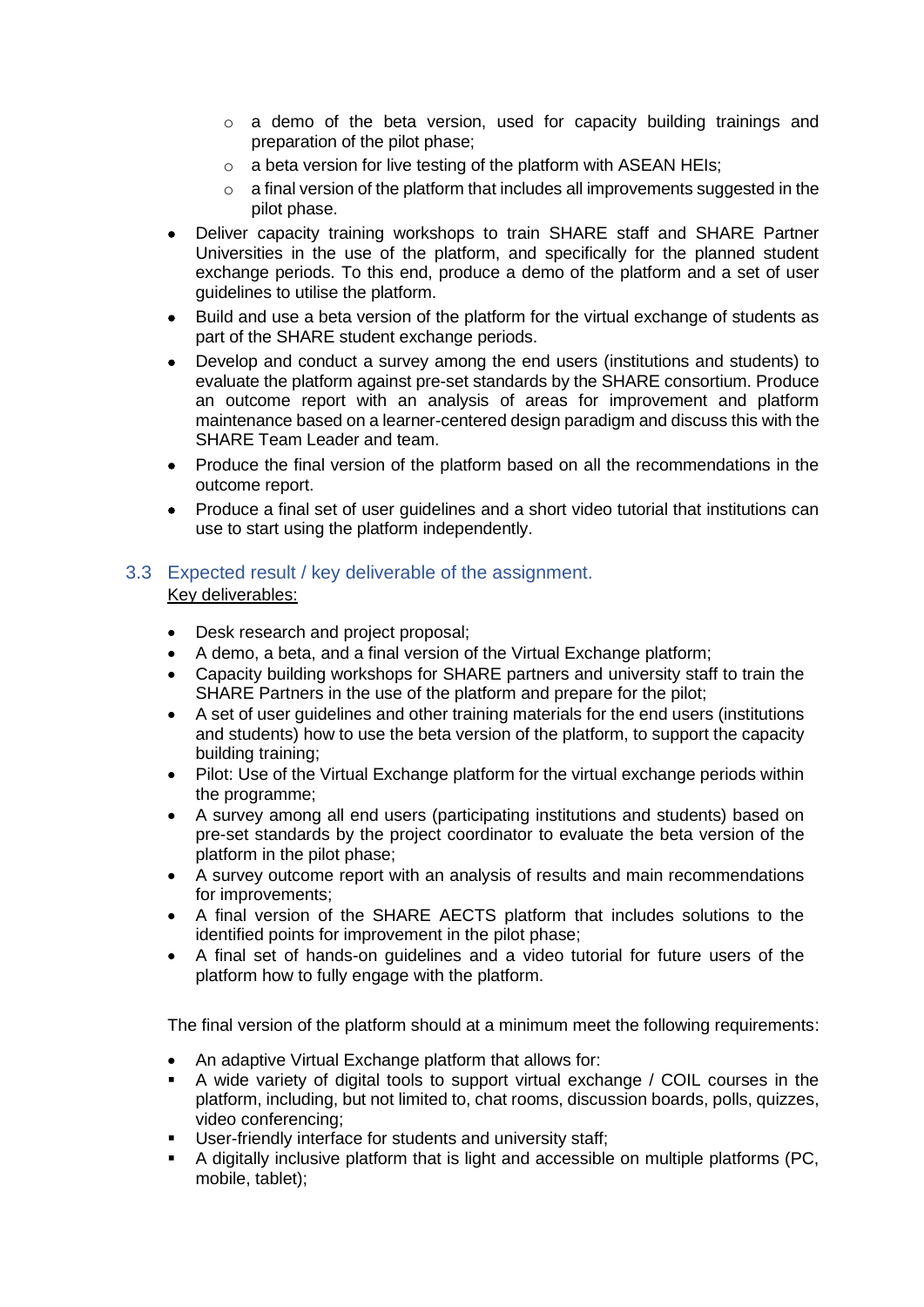- a demo of the beta version, used for capacity building trainings and preparation of the pilot phase;
    - a beta version for live testing of the platform with ASEAN HEIs;
    - a final version of the platform that includes all improvements suggested in the pilot phase.
- Deliver capacity training workshops to train SHARE staff and SHARE Partner Universities in the use of the platform, and specifically for the planned student exchange periods. To this end, produce a demo of the platform and a set of user guidelines to utilise the platform.
- Build and use a beta version of the platform for the virtual exchange of students as part of the SHARE student exchange periods.
- Develop and conduct a survey among the end users (institutions and students) to evaluate the platform against pre-set standards by the SHARE consortium. Produce an outcome report with an analysis of areas for improvement and platform maintenance based on a learner-centered design paradigm and discuss this with the SHARE Team Leader and team.
- Produce the final version of the platform based on all the recommendations in the outcome report.
- Produce a final set of user guidelines and a short video tutorial that institutions can use to start using the platform independently.

## 3.3 Expected result / key deliverable of the assignment.

Key deliverables:

- Desk research and project proposal;
- A demo, a beta, and a final version of the Virtual Exchange platform;
- Capacity building workshops for SHARE partners and university staff to train the SHARE Partners in the use of the platform and prepare for the pilot;
- A set of user guidelines and other training materials for the end users (institutions and students) how to use the beta version of the platform, to support the capacity building training;
- Pilot: Use of the Virtual Exchange platform for the virtual exchange periods within the programme;
- A survey among all end users (participating institutions and students) based on pre-set standards by the project coordinator to evaluate the beta version of the platform in the pilot phase;
- A survey outcome report with an analysis of results and main recommendations for improvements;
- A final version of the SHARE AECTS platform that includes solutions to the identified points for improvement in the pilot phase;
- A final set of hands-on guidelines and a video tutorial for future users of the platform how to fully engage with the platform.

The final version of the platform should at a minimum meet the following requirements:

- An adaptive Virtual Exchange platform that allows for:
- A wide variety of digital tools to support virtual exchange / COIL courses in the platform, including, but not limited to, chat rooms, discussion boards, polls, quizzes, video conferencing;
- User-friendly interface for students and university staff;
- A digitally inclusive platform that is light and accessible on multiple platforms (PC, mobile, tablet);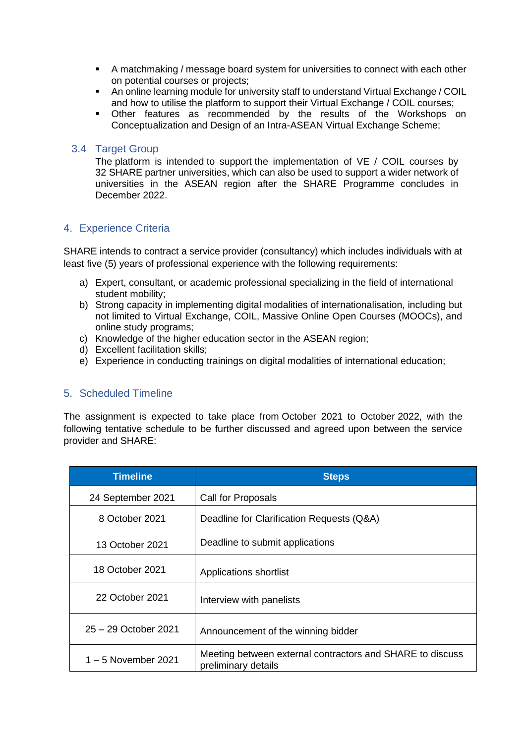- A matchmaking / message board system for universities to connect with each other on potential courses or projects;
- An online learning module for university staff to understand Virtual Exchange / COIL and how to utilise the platform to support their Virtual Exchange / COIL courses;
- Other features as recommended by the results of the Workshops on Conceptualization and Design of an Intra-ASEAN Virtual Exchange Scheme;

### 3.4 Target Group

The platform is intended to support the implementation of VE / COIL courses by 32 SHARE partner universities, which can also be used to support a wider network of universities in the ASEAN region after the SHARE Programme concludes in December 2022.

## 4. Experience Criteria

SHARE intends to contract a service provider (consultancy) which includes individuals with at least five (5) years of professional experience with the following requirements:

a) Expert, consultant, or academic professional specializing in the field of international student mobility;
b) Strong capacity in implementing digital modalities of internationalisation, including but not limited to Virtual Exchange, COIL, Massive Online Open Courses (MOOCs), and online study programs;
c) Knowledge of the higher education sector in the ASEAN region;
d) Excellent facilitation skills;
e) Experience in conducting trainings on digital modalities of international education;

## 5. Scheduled Timeline

The assignment is expected to take place from October 2021 to October 2022, with the following tentative schedule to be further discussed and agreed upon between the service provider and SHARE:

| Timeline | Steps |
|---|---|
| 24 September 2021 | Call for Proposals |
| 8 October 2021 | Deadline for Clarification Requests (Q&A) |
| 13 October 2021 | Deadline to submit applications |
| 18 October 2021 | Applications shortlist |
| 22 October 2021 | Interview with panelists |
| 25 – 29 October 2021 | Announcement of the winning bidder |
| 1 – 5 November 2021 | Meeting between external contractors and SHARE to discuss preliminary details |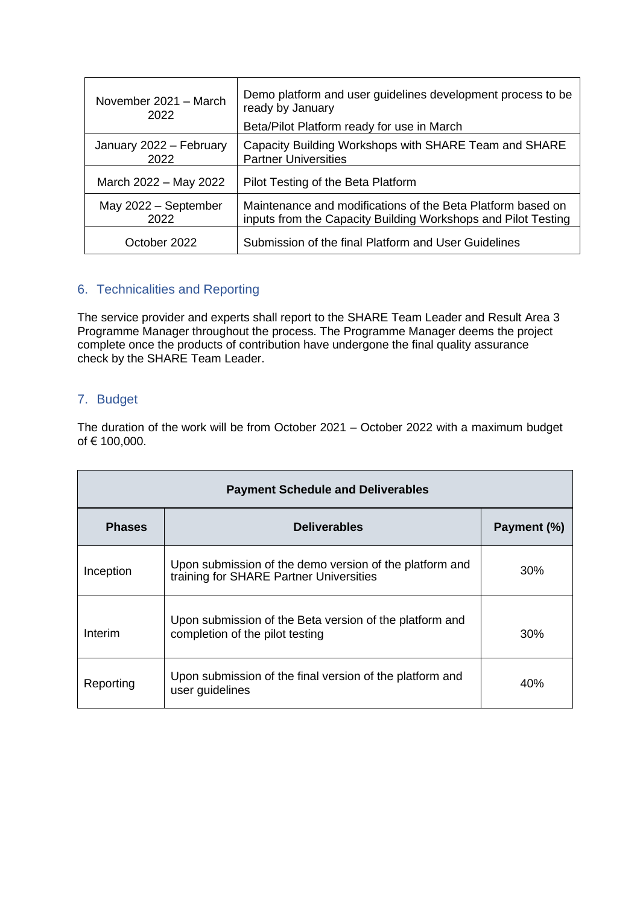| | |
|---|---|
| November 2021 – March 2022 | Demo platform and user guidelines development process to be ready by January<br>Beta/Pilot Platform ready for use in March |
| January 2022 – February 2022 | Capacity Building Workshops with SHARE Team and SHARE Partner Universities |
| March 2022 – May 2022 | Pilot Testing of the Beta Platform |
| May 2022 – September 2022 | Maintenance and modifications of the Beta Platform based on inputs from the Capacity Building Workshops and Pilot Testing |
| October 2022 | Submission of the final Platform and User Guidelines |

## 6. Technicalities and Reporting

The service provider and experts shall report to the SHARE Team Leader and Result Area 3 Programme Manager throughout the process. The Programme Manager deems the project complete once the products of contribution have undergone the final quality assurance check by the SHARE Team Leader.

## 7. Budget

The duration of the work will be from October 2021 – October 2022 with a maximum budget of € 100,000.

| **Payment Schedule and Deliverables** | | |
|---|---|---|
| **Phases** | **Deliverables** | **Payment (%)** |
| Inception | Upon submission of the demo version of the platform and training for SHARE Partner Universities | 30% |
| Interim | Upon submission of the Beta version of the platform and completion of the pilot testing | 30% |
| Reporting | Upon submission of the final version of the platform and user guidelines | 40% |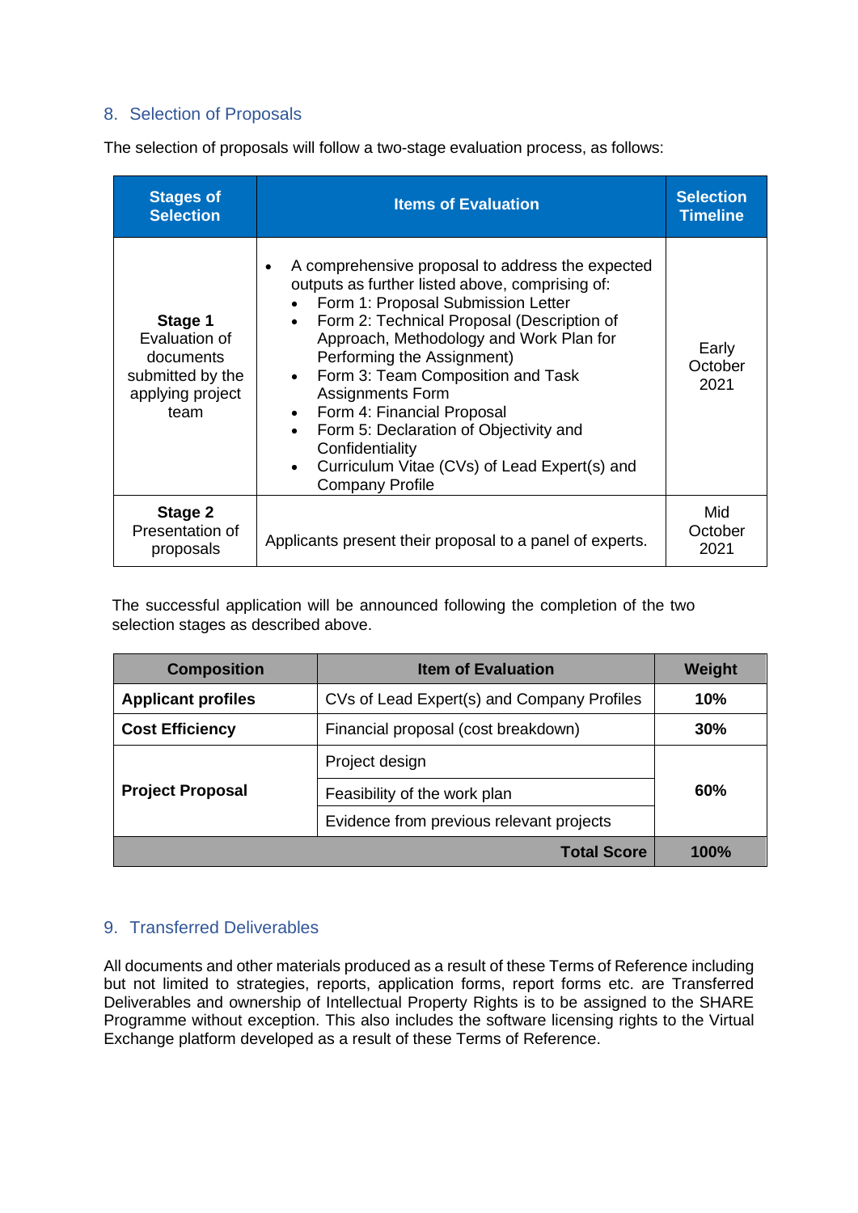## 8. Selection of Proposals

The selection of proposals will follow a two-stage evaluation process, as follows:

| Stages of Selection | Items of Evaluation | Selection Timeline |
|---|---|---|
| **Stage 1** Evaluation of documents submitted by the applying project team | • A comprehensive proposal to address the expected outputs as further listed above, comprising of:<br>• Form 1: Proposal Submission Letter<br>• Form 2: Technical Proposal (Description of Approach, Methodology and Work Plan for Performing the Assignment)<br>• Form 3: Team Composition and Task Assignments Form<br>• Form 4: Financial Proposal<br>• Form 5: Declaration of Objectivity and Confidentiality<br>• Curriculum Vitae (CVs) of Lead Expert(s) and Company Profile | Early October 2021 |
| **Stage 2** Presentation of proposals | Applicants present their proposal to a panel of experts. | Mid October 2021 |

The successful application will be announced following the completion of the two selection stages as described above.

| Composition | Item of Evaluation | Weight |
|---|---|---|
| **Applicant profiles** | CVs of Lead Expert(s) and Company Profiles | **10%** |
| **Cost Efficiency** | Financial proposal (cost breakdown) | **30%** |
| **Project Proposal** | Project design | **60%** |
| | Feasibility of the work plan | |
| | Evidence from previous relevant projects | |
| | **Total Score** | **100%** |

## 9. Transferred Deliverables

All documents and other materials produced as a result of these Terms of Reference including but not limited to strategies, reports, application forms, report forms etc. are Transferred Deliverables and ownership of Intellectual Property Rights is to be assigned to the SHARE Programme without exception. This also includes the software licensing rights to the Virtual Exchange platform developed as a result of these Terms of Reference.